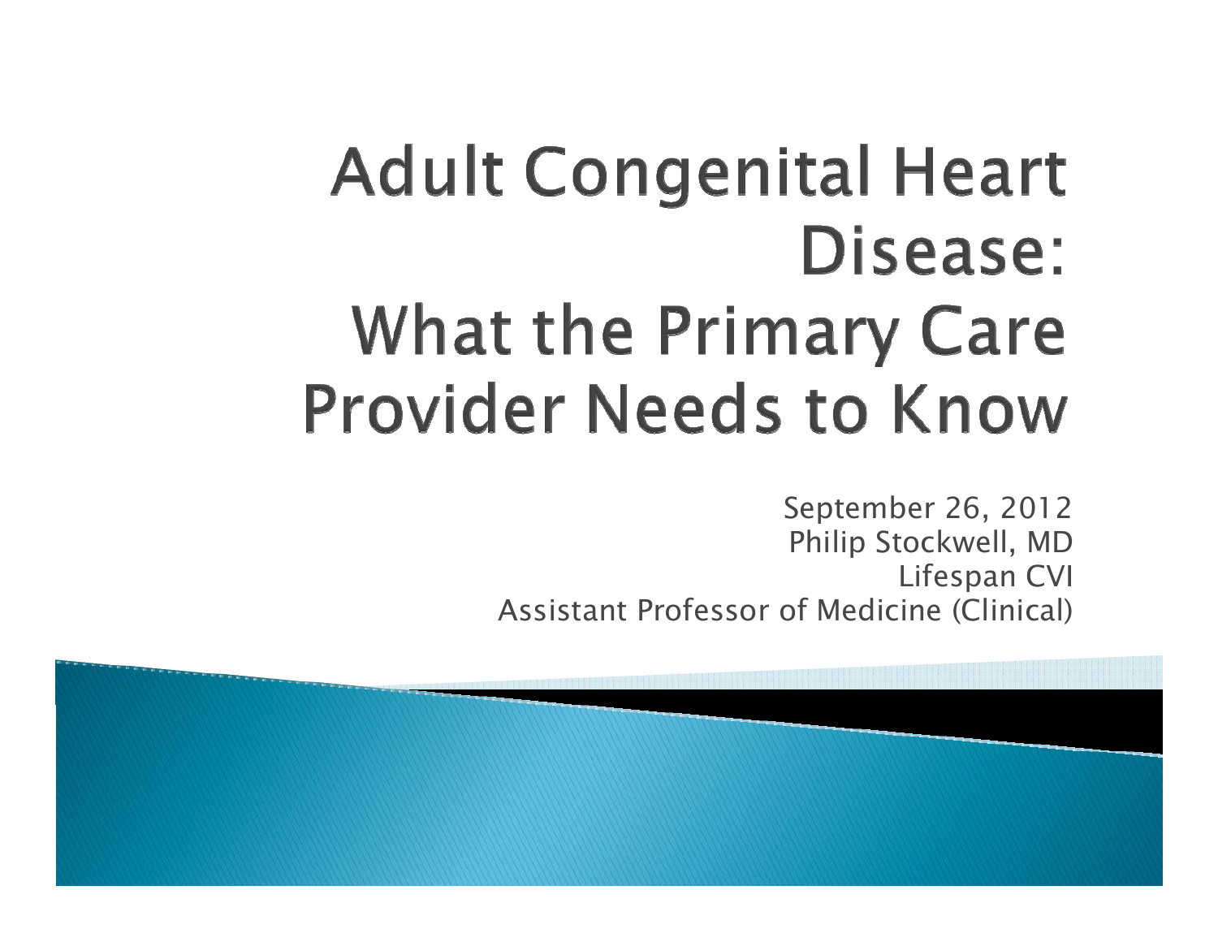# Adult Congenital Heart Disease: What the Primary Care Provider Needs to Know

September 26, 2012
Philip Stockwell, MD
Lifespan CVI
Assistant Professor of Medicine (Clinical)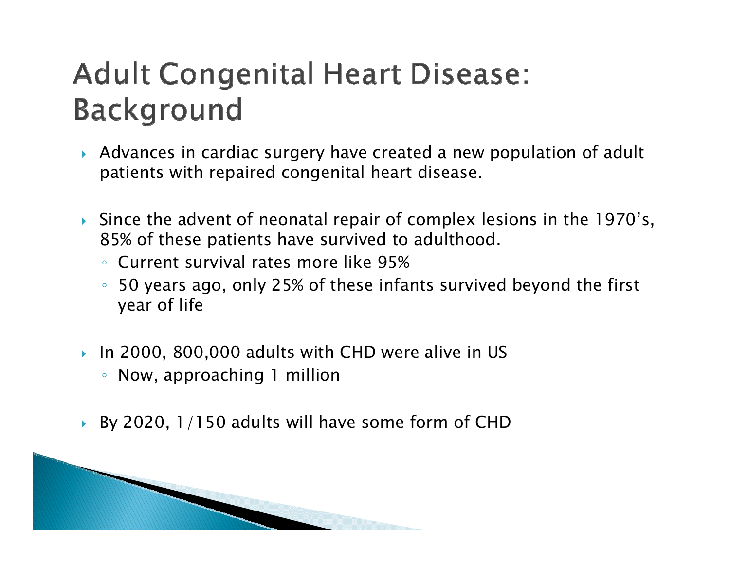# Adult Congenital Heart Disease: Background

- Advances in cardiac surgery have created a new population of adult patients with repaired congenital heart disease.

- Since the advent of neonatal repair of complex lesions in the 1970's, 85% of these patients have survived to adulthood.
  - Current survival rates more like 95%
  - 50 years ago, only 25% of these infants survived beyond the first year of life

- In 2000, 800,000 adults with CHD were alive in US
  - Now, approaching 1 million

- By 2020, 1/150 adults will have some form of CHD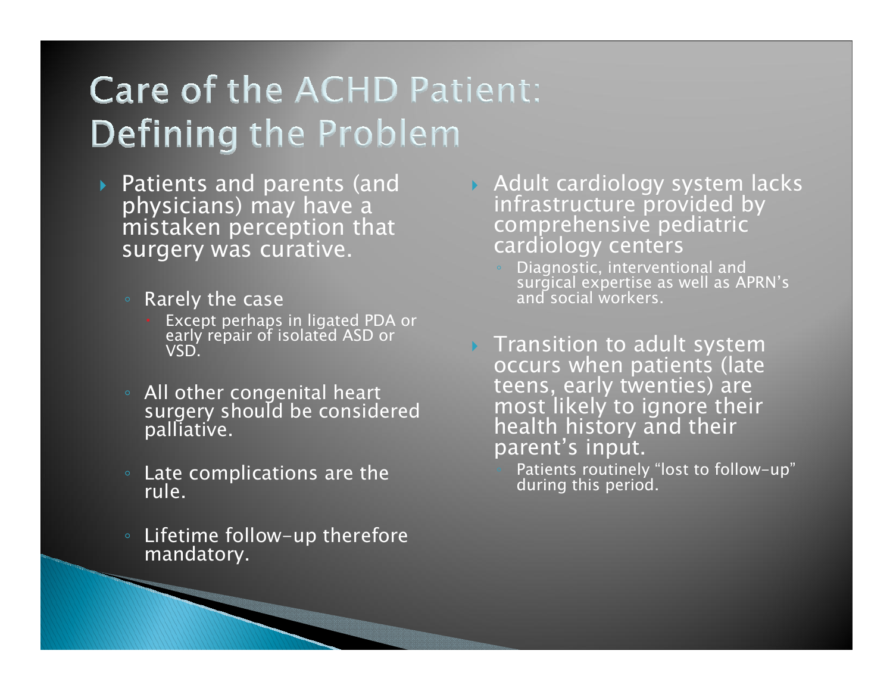# Care of the ACHD Patient: Defining the Problem

- Patients and parents (and physicians) may have a mistaken perception that surgery was curative.
  - Rarely the case
    - Except perhaps in ligated PDA or early repair of isolated ASD or VSD.
  - All other congenital heart surgery should be considered palliative.
  - Late complications are the rule.
  - Lifetime follow-up therefore mandatory.

- Adult cardiology system lacks infrastructure provided by comprehensive pediatric cardiology centers
  - Diagnostic, interventional and surgical expertise as well as APRN's and social workers.

- Transition to adult system occurs when patients (late teens, early twenties) are most likely to ignore their health history and their parent's input.
  - Patients routinely "lost to follow-up" during this period.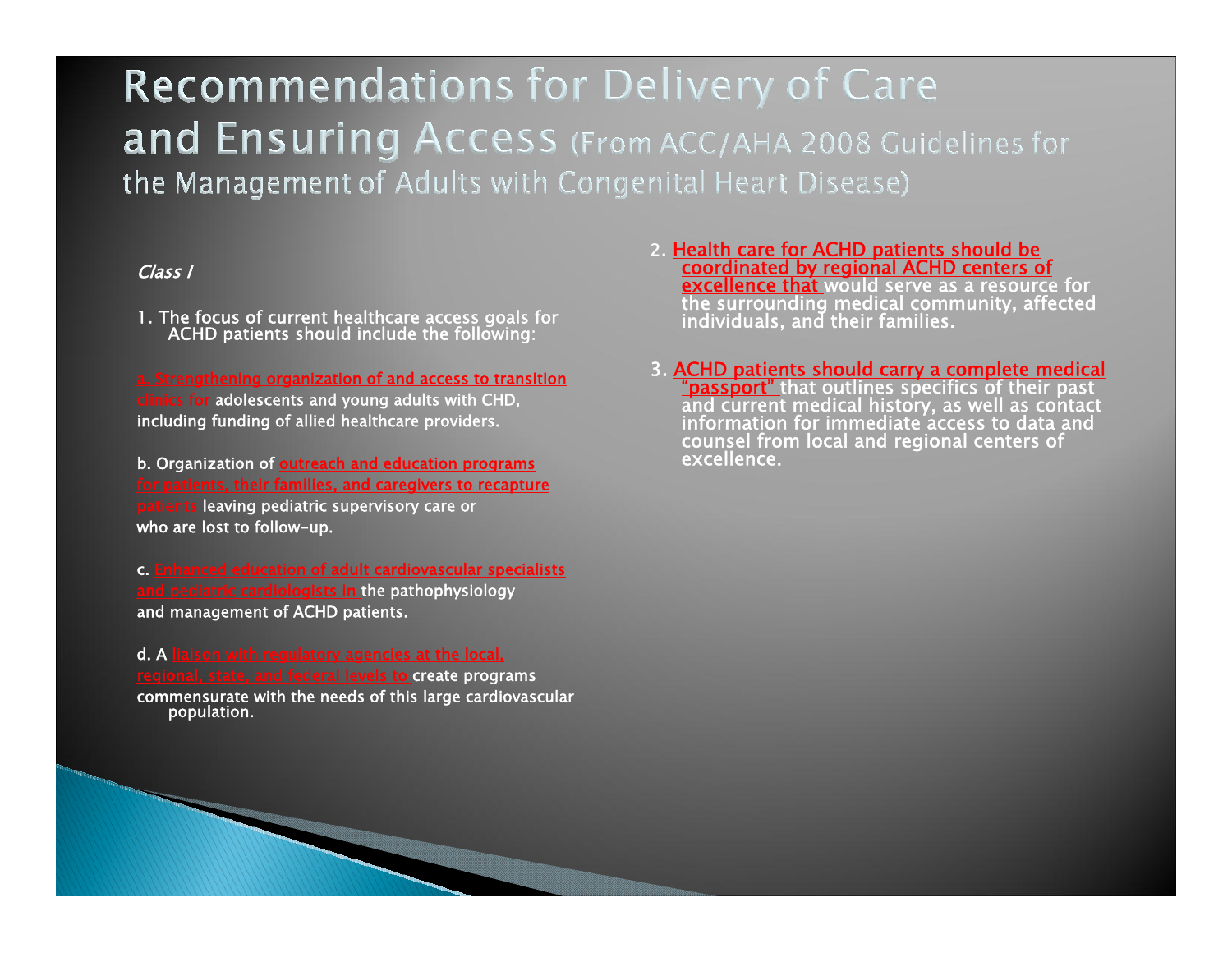# Recommendations for Delivery of Care and Ensuring Access (From ACC/AHA 2008 Guidelines for the Management of Adults with Congenital Heart Disease)

*Class I*

1. The focus of current healthcare access goals for ACHD patients should include the following:

a. Strengthening organization of and access to transition clinics for adolescents and young adults with CHD, including funding of allied healthcare providers.

b. Organization of outreach and education programs for patients, their families, and caregivers to recapture patients leaving pediatric supervisory care or who are lost to follow-up.

c. Enhanced education of adult cardiovascular specialists and pediatric cardiologists in the pathophysiology and management of ACHD patients.

d. A liaison with regulatory agencies at the local, regional, state, and federal levels to create programs commensurate with the needs of this large cardiovascular population.

2. Health care for ACHD patients should be coordinated by regional ACHD centers of excellence that would serve as a resource for the surrounding medical community, affected individuals, and their families.

3. ACHD patients should carry a complete medical "passport" that outlines specifics of their past and current medical history, as well as contact information for immediate access to data and counsel from local and regional centers of excellence.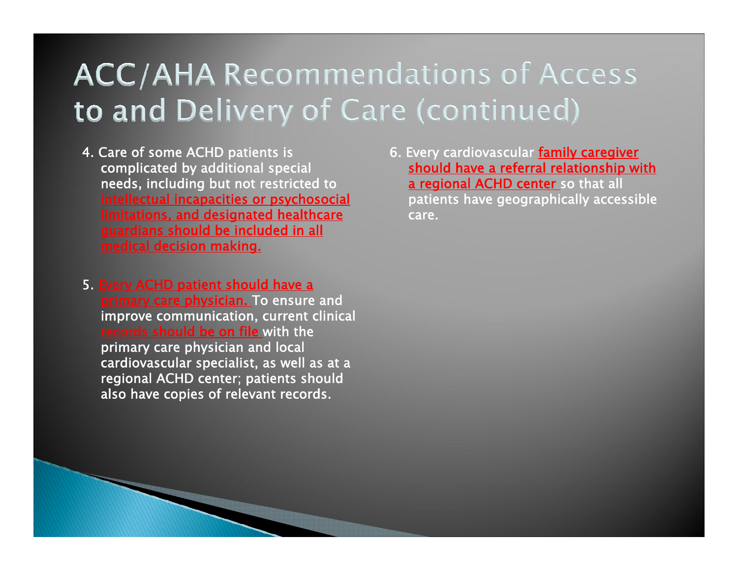# ACC/AHA Recommendations of Access to and Delivery of Care (continued)

4. Care of some ACHD patients is complicated by additional special needs, including but not restricted to <u>intellectual incapacities or psychosocial limitations, and designated healthcare guardians should be included in all medical decision making.</u>

5. <u>Every ACHD patient should have a primary care physician.</u> To ensure and improve communication, current clinical <u>records should be on file</u> with the primary care physician and local cardiovascular specialist, as well as at a regional ACHD center; patients should also have copies of relevant records.

6. Every cardiovascular <u>family caregiver should have a referral relationship with a regional ACHD center</u> so that all patients have geographically accessible care.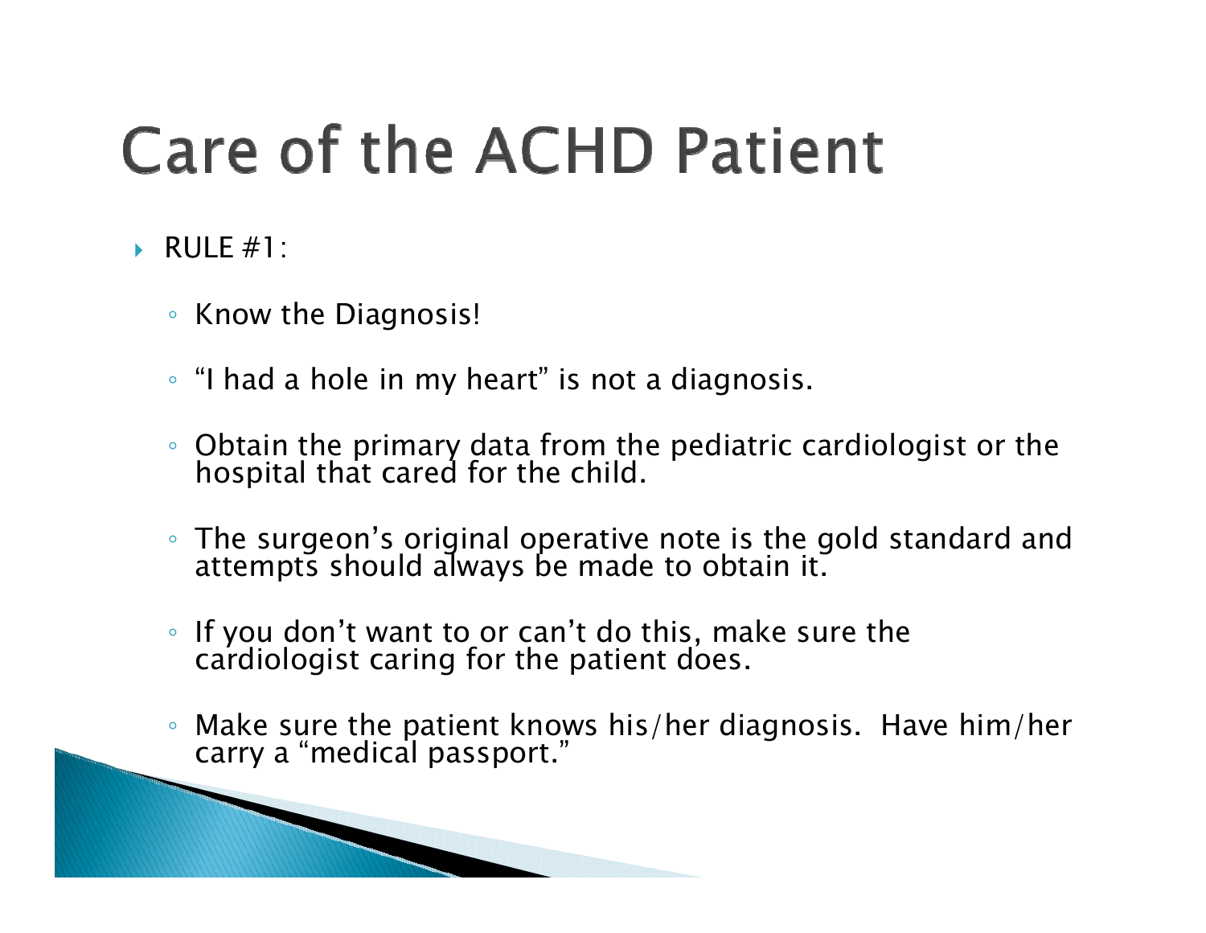# Care of the ACHD Patient

- RULE #1:
  - Know the Diagnosis!
  - “I had a hole in my heart” is not a diagnosis.
  - Obtain the primary data from the pediatric cardiologist or the hospital that cared for the child.
  - The surgeon’s original operative note is the gold standard and attempts should always be made to obtain it.
  - If you don’t want to or can’t do this, make sure the cardiologist caring for the patient does.
  - Make sure the patient knows his/her diagnosis. Have him/her carry a “medical passport.”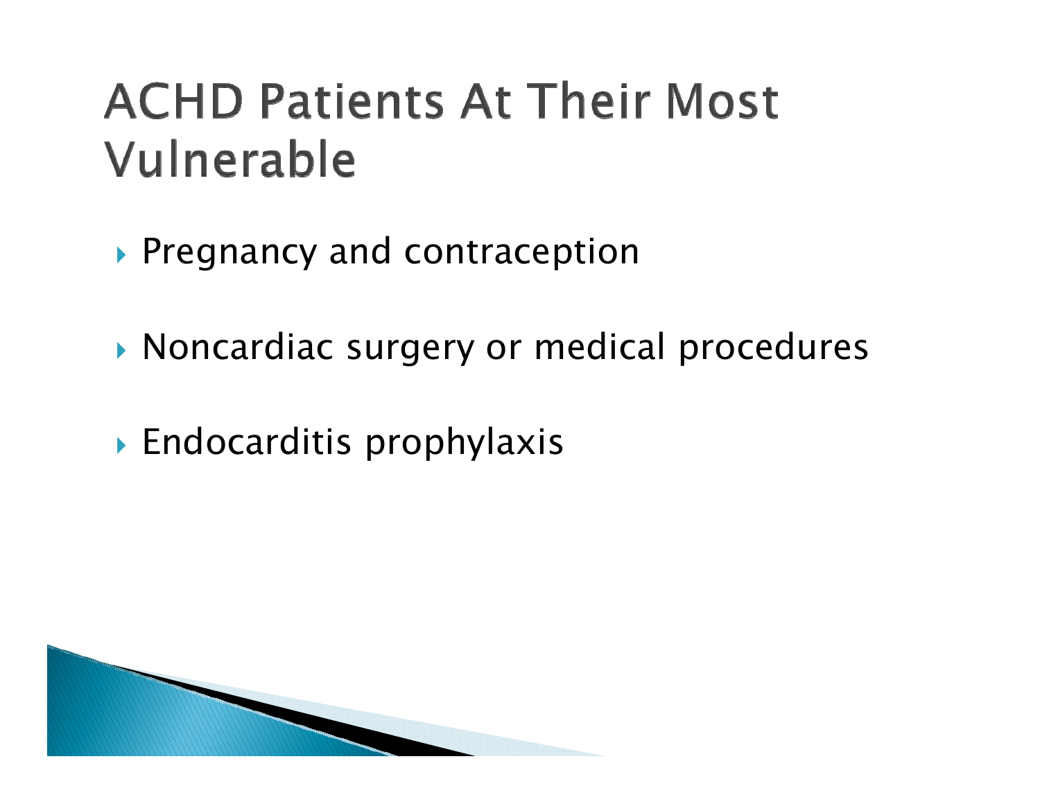# ACHD Patients At Their Most Vulnerable

- Pregnancy and contraception
- Noncardiac surgery or medical procedures
- Endocarditis prophylaxis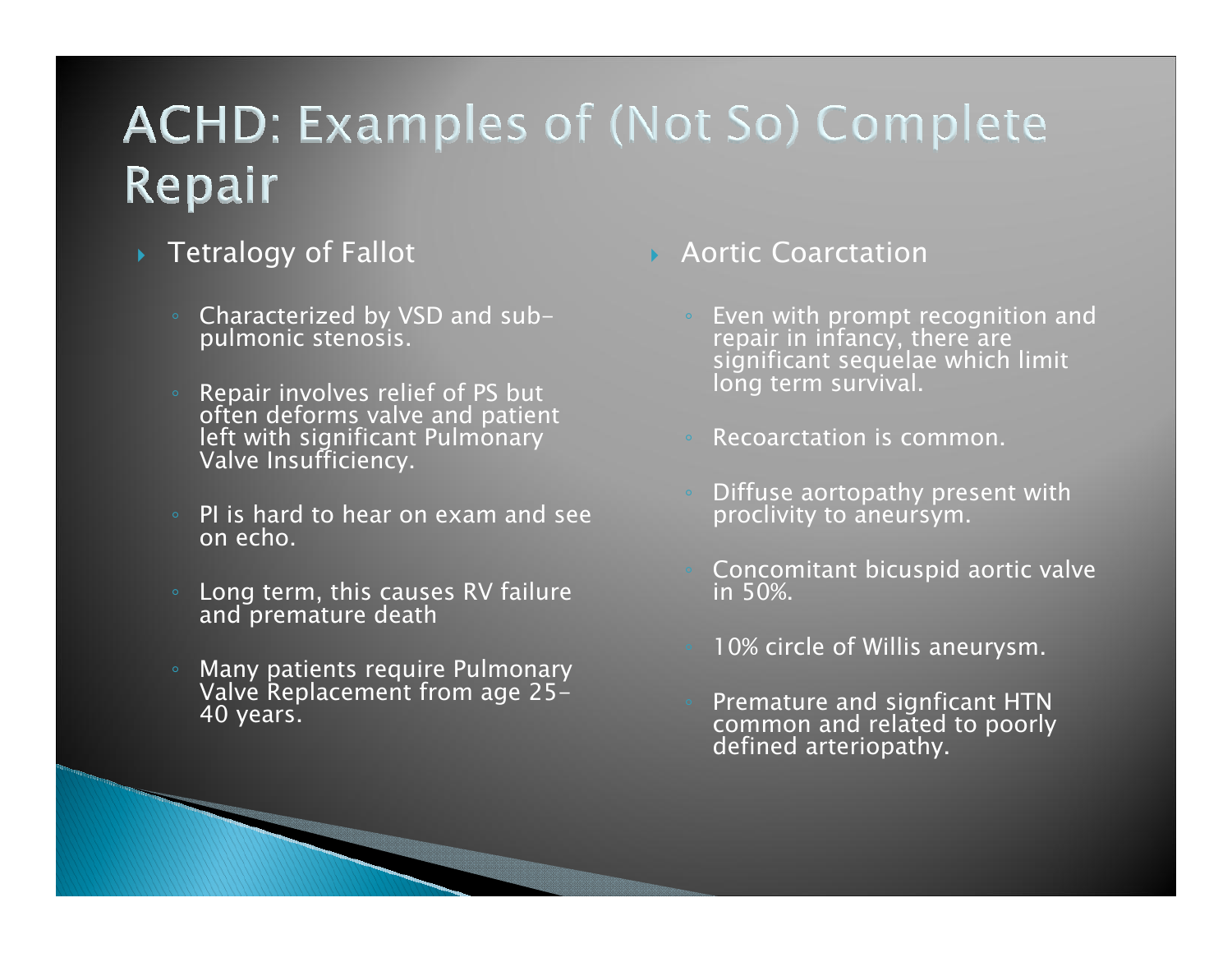# ACHD: Examples of (Not So) Complete Repair

- Tetralogy of Fallot
  - Characterized by VSD and sub-pulmonic stenosis.
  - Repair involves relief of PS but often deforms valve and patient left with significant Pulmonary Valve Insufficiency.
  - PI is hard to hear on exam and see on echo.
  - Long term, this causes RV failure and premature death
  - Many patients require Pulmonary Valve Replacement from age 25-40 years.

- Aortic Coarctation
  - Even with prompt recognition and repair in infancy, there are significant sequelae which limit long term survival.
  - Recoarctation is common.
  - Diffuse aortopathy present with proclivity to aneursym.
  - Concomitant bicuspid aortic valve in 50%.
  - 10% circle of Willis aneurysm.
  - Premature and signficant HTN common and related to poorly defined arteriopathy.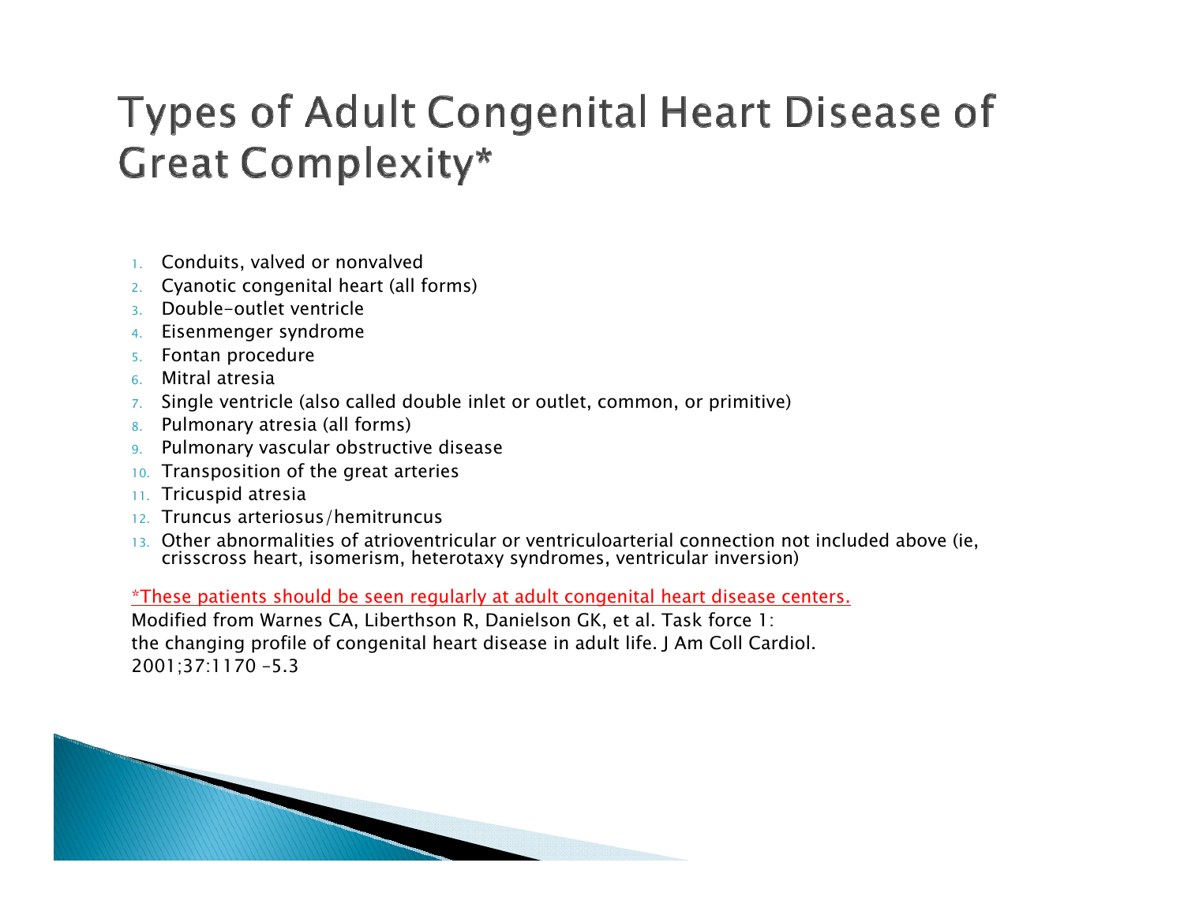# Types of Adult Congenital Heart Disease of Great Complexity*

1. Conduits, valved or nonvalved
2. Cyanotic congenital heart (all forms)
3. Double-outlet ventricle
4. Eisenmenger syndrome
5. Fontan procedure
6. Mitral atresia
7. Single ventricle (also called double inlet or outlet, common, or primitive)
8. Pulmonary atresia (all forms)
9. Pulmonary vascular obstructive disease
10. Transposition of the great arteries
11. Tricuspid atresia
12. Truncus arteriosus/hemitruncus
13. Other abnormalities of atrioventricular or ventriculoarterial connection not included above (ie, crisscross heart, isomerism, heterotaxy syndromes, ventricular inversion)

*These patients should be seen regularly at adult congenital heart disease centers.

Modified from Warnes CA, Liberthson R, Danielson GK, et al. Task force 1: the changing profile of congenital heart disease in adult life. J Am Coll Cardiol. 2001;37:1170 –5.3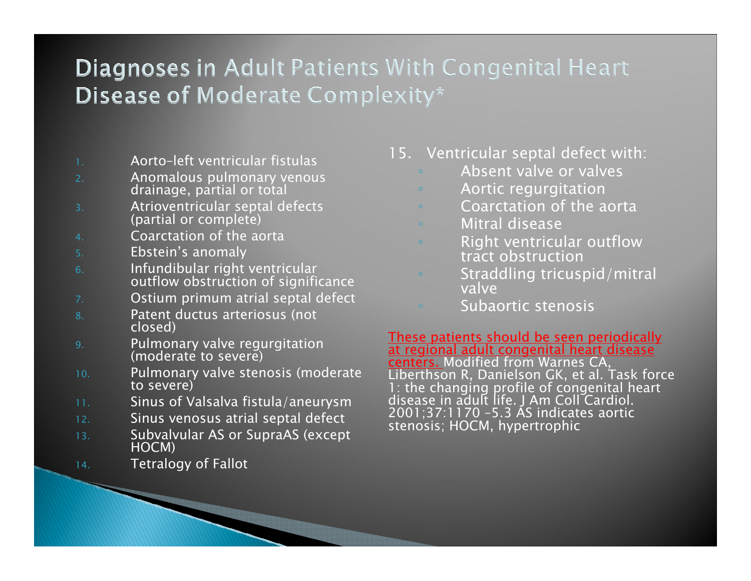# Diagnoses in Adult Patients With Congenital Heart Disease of Moderate Complexity*

1. Aorto–left ventricular fistulas
2. Anomalous pulmonary venous drainage, partial or total
3. Atrioventricular septal defects (partial or complete)
4. Coarctation of the aorta
5. Ebstein's anomaly
6. Infundibular right ventricular outflow obstruction of significance
7. Ostium primum atrial septal defect
8. Patent ductus arteriosus (not closed)
9. Pulmonary valve regurgitation (moderate to severe)
10. Pulmonary valve stenosis (moderate to severe)
11. Sinus of Valsalva fistula/aneurysm
12. Sinus venosus atrial septal defect
13. Subvalvular AS or SupraAS (except HOCM)
14. Tetralogy of Fallot
15. Ventricular septal defect with:
    - Absent valve or valves
    - Aortic regurgitation
    - Coarctation of the aorta
    - Mitral disease
    - Right ventricular outflow tract obstruction
    - Straddling tricuspid/mitral valve
    - Subaortic stenosis

These patients should be seen periodically at regional adult congenital heart disease centers. Modified from Warnes CA, Liberthson R, Danielson GK, et al. Task force 1: the changing profile of congenital heart disease in adult life. J Am Coll Cardiol. 2001;37:1170 –5.3 AS indicates aortic stenosis; HOCM, hypertrophic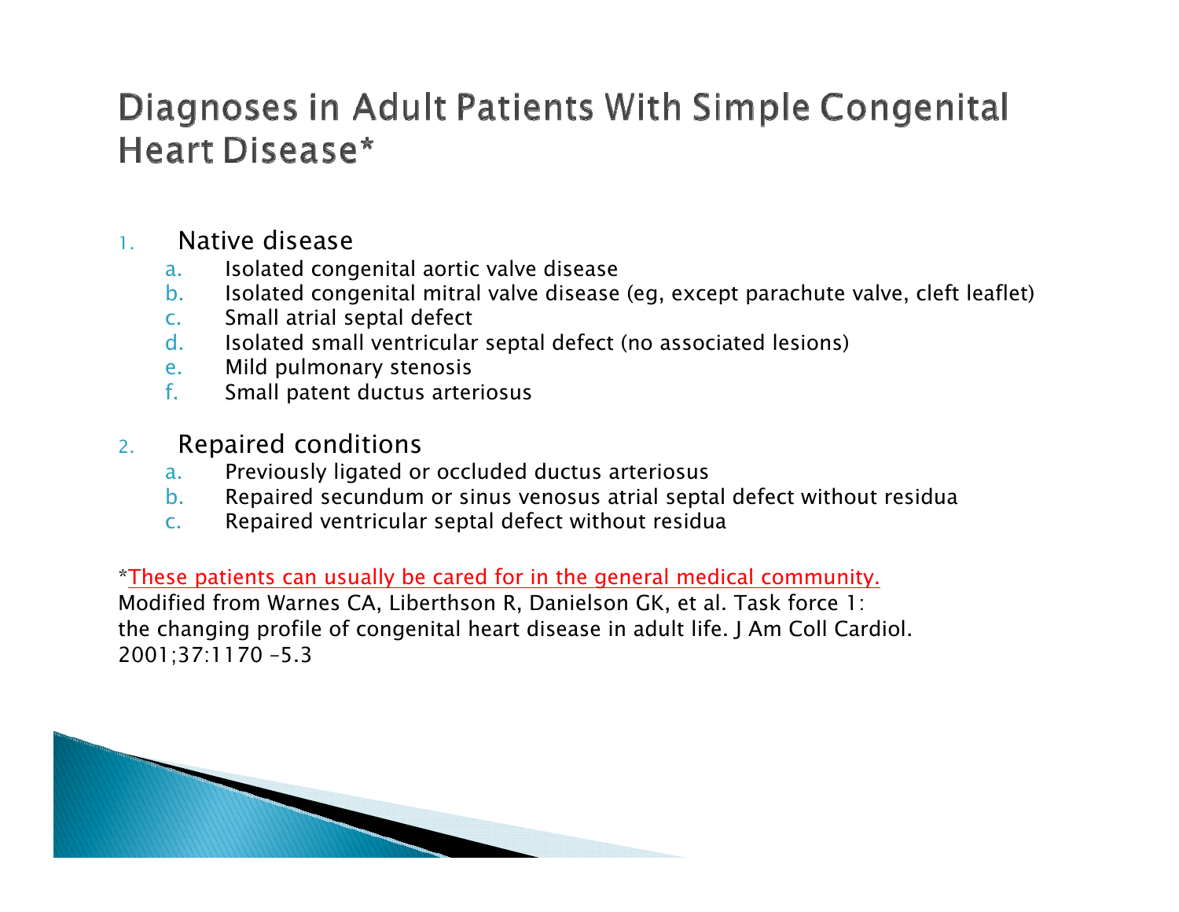# Diagnoses in Adult Patients With Simple Congenital Heart Disease*

1. Native disease
   a. Isolated congenital aortic valve disease
   b. Isolated congenital mitral valve disease (eg, except parachute valve, cleft leaflet)
   c. Small atrial septal defect
   d. Isolated small ventricular septal defect (no associated lesions)
   e. Mild pulmonary stenosis
   f. Small patent ductus arteriosus

2. Repaired conditions
   a. Previously ligated or occluded ductus arteriosus
   b. Repaired secundum or sinus venosus atrial septal defect without residua
   c. Repaired ventricular septal defect without residua

*These patients can usually be cared for in the general medical community.
Modified from Warnes CA, Liberthson R, Danielson GK, et al. Task force 1: the changing profile of congenital heart disease in adult life. J Am Coll Cardiol. 2001;37:1170 –5.3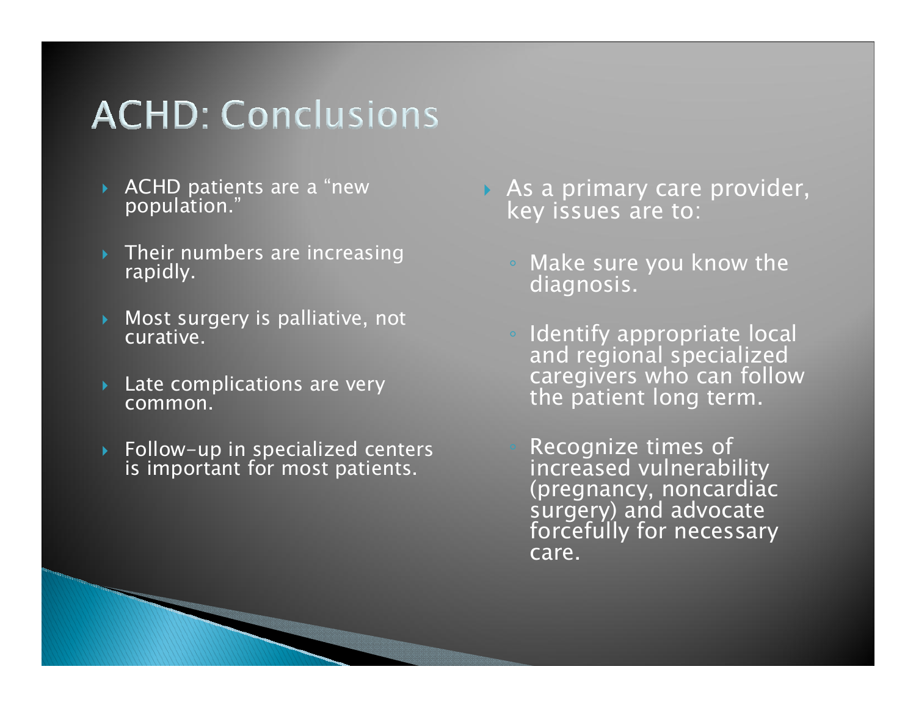# ACHD: Conclusions

- ACHD patients are a “new population.”
- Their numbers are increasing rapidly.
- Most surgery is palliative, not curative.
- Late complications are very common.
- Follow-up in specialized centers is important for most patients.

- As a primary care provider, key issues are to:
  - Make sure you know the diagnosis.
  - Identify appropriate local and regional specialized caregivers who can follow the patient long term.
  - Recognize times of increased vulnerability (pregnancy, noncardiac surgery) and advocate forcefully for necessary care.